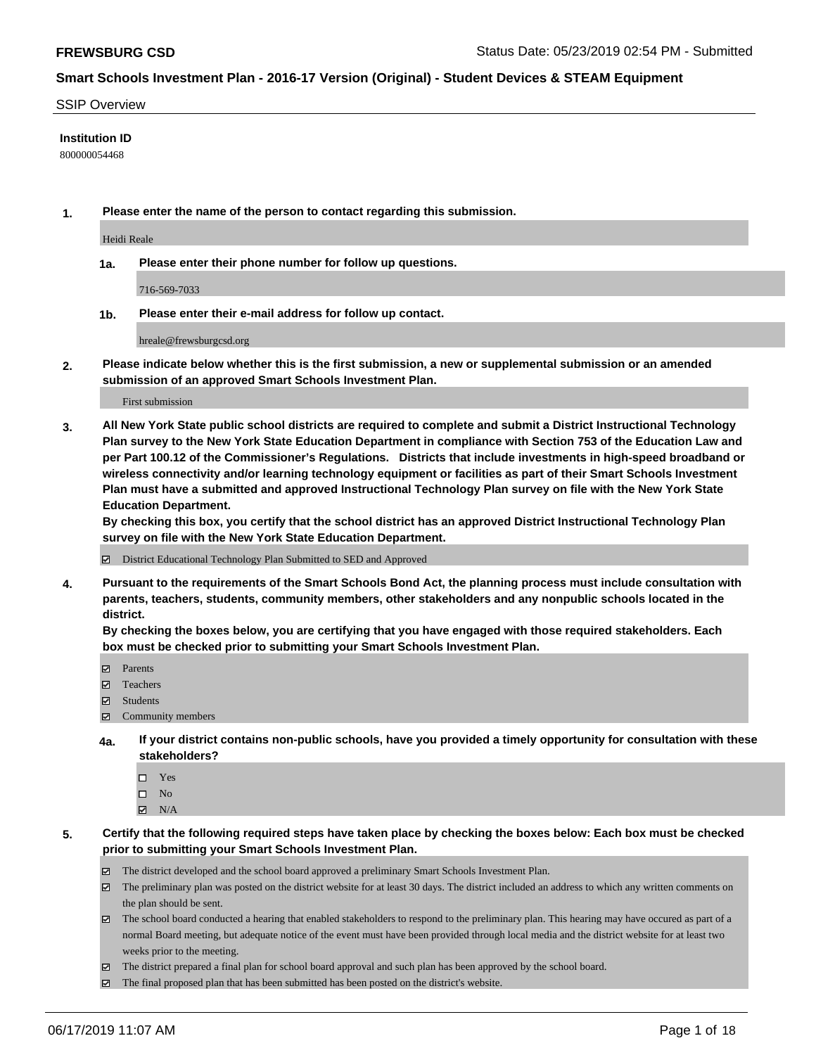# Smart Schools Investment Plan - 2016-17 Version (Original) - Student Devices & STEAM Equipment

## SSIP Overview

**Institution ID**

800000054468

**1. Please enter the name of the person to contact regarding this submission.**

Heidi Reale

**1a. Please enter their phone number for follow up questions.**

716-569-7033

**1b. Please enter their e-mail address for follow up contact.**

hreale@frewsburgcsd.org

**2. Please indicate below whether this is the first submission, a new or supplemental submission or an amended submission of an approved Smart Schools Investment Plan.**

First submission

**3. All New York State public school districts are required to complete and submit a District Instructional Technology Plan survey to the New York State Education Department in compliance with Section 753 of the Education Law and per Part 100.12 of the Commissioner's Regulations. Districts that include investments in high-speed broadband or wireless connectivity and/or learning technology equipment or facilities as part of their Smart Schools Investment Plan must have a submitted and approved Instructional Technology Plan survey on file with the New York State Education Department.**
**By checking this box, you certify that the school district has an approved District Instructional Technology Plan survey on file with the New York State Education Department.**

- [x] District Educational Technology Plan Submitted to SED and Approved

**4. Pursuant to the requirements of the Smart Schools Bond Act, the planning process must include consultation with parents, teachers, students, community members, other stakeholders and any nonpublic schools located in the district.**
**By checking the boxes below, you are certifying that you have engaged with those required stakeholders. Each box must be checked prior to submitting your Smart Schools Investment Plan.**

- [x] Parents
- [x] Teachers
- [x] Students
- [x] Community members

**4a. If your district contains non-public schools, have you provided a timely opportunity for consultation with these stakeholders?**

- [ ] Yes
- [ ] No
- [x] N/A

**5. Certify that the following required steps have taken place by checking the boxes below: Each box must be checked prior to submitting your Smart Schools Investment Plan.**

- [x] The district developed and the school board approved a preliminary Smart Schools Investment Plan.
- [x] The preliminary plan was posted on the district website for at least 30 days. The district included an address to which any written comments on the plan should be sent.
- [x] The school board conducted a hearing that enabled stakeholders to respond to the preliminary plan. This hearing may have occured as part of a normal Board meeting, but adequate notice of the event must have been provided through local media and the district website for at least two weeks prior to the meeting.
- [x] The district prepared a final plan for school board approval and such plan has been approved by the school board.
- [x] The final proposed plan that has been submitted has been posted on the district's website.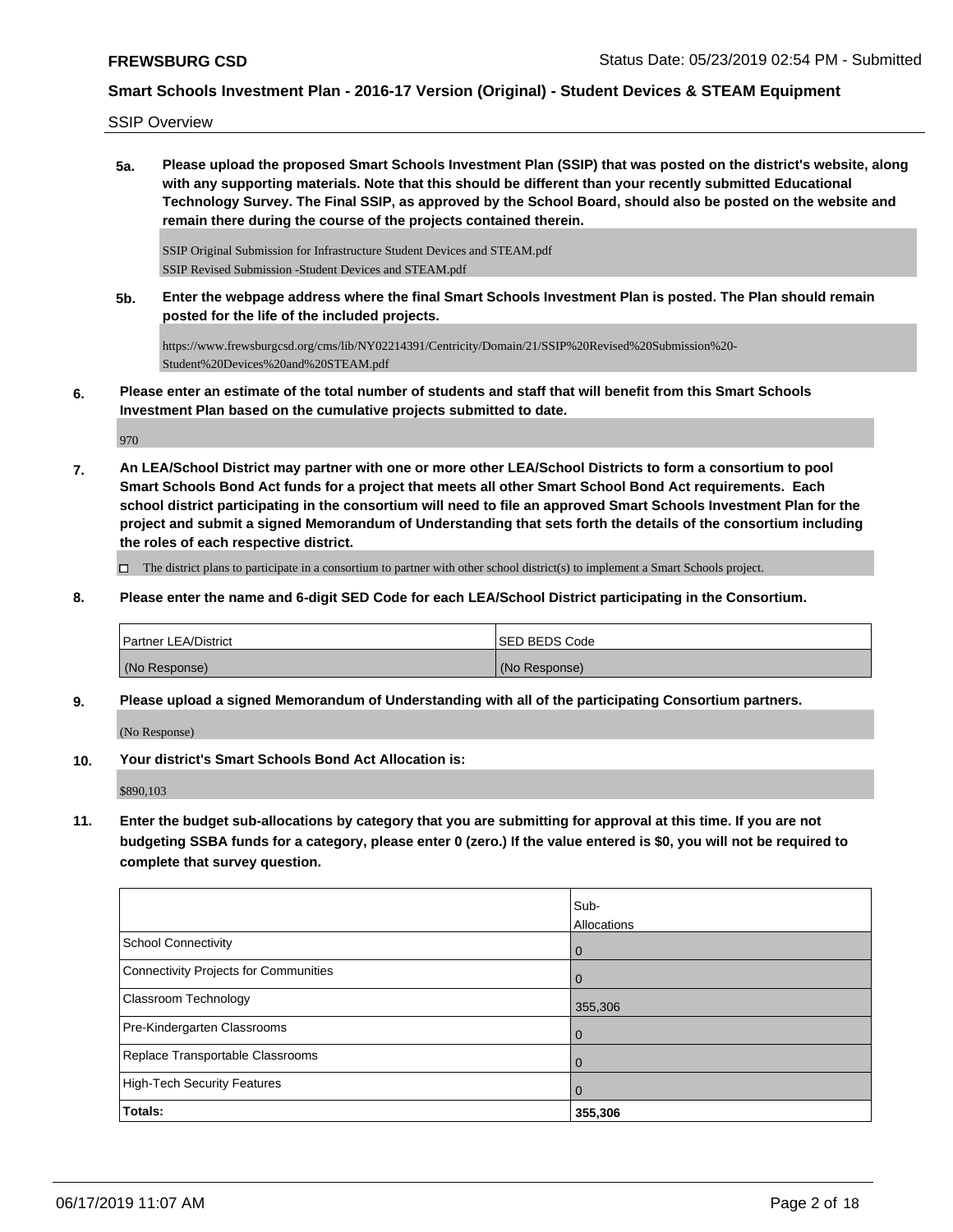SSIP Overview

**5a. Please upload the proposed Smart Schools Investment Plan (SSIP) that was posted on the district's website, along with any supporting materials. Note that this should be different than your recently submitted Educational Technology Survey. The Final SSIP, as approved by the School Board, should also be posted on the website and remain there during the course of the projects contained therein.**

SSIP Original Submission for Infrastructure Student Devices and STEAM.pdf
SSIP Revised Submission -Student Devices and STEAM.pdf

**5b. Enter the webpage address where the final Smart Schools Investment Plan is posted. The Plan should remain posted for the life of the included projects.**

https://www.frewsburgcsd.org/cms/lib/NY02214391/Centricity/Domain/21/SSIP%20Revised%20Submission%20-Student%20Devices%20and%20STEAM.pdf

**6. Please enter an estimate of the total number of students and staff that will benefit from this Smart Schools Investment Plan based on the cumulative projects submitted to date.**

970

**7. An LEA/School District may partner with one or more other LEA/School Districts to form a consortium to pool Smart Schools Bond Act funds for a project that meets all other Smart School Bond Act requirements. Each school district participating in the consortium will need to file an approved Smart Schools Investment Plan for the project and submit a signed Memorandum of Understanding that sets forth the details of the consortium including the roles of each respective district.**

☐ The district plans to participate in a consortium to partner with other school district(s) to implement a Smart Schools project.

**8. Please enter the name and 6-digit SED Code for each LEA/School District participating in the Consortium.**

| Partner LEA/District | SED BEDS Code |
|---|---|
| (No Response) | (No Response) |

**9. Please upload a signed Memorandum of Understanding with all of the participating Consortium partners.**

(No Response)

**10. Your district's Smart Schools Bond Act Allocation is:**

$890,103

**11. Enter the budget sub-allocations by category that you are submitting for approval at this time. If you are not budgeting SSBA funds for a category, please enter 0 (zero.) If the value entered is $0, you will not be required to complete that survey question.**

| | Sub-Allocations |
|---|---|
| School Connectivity | 0 |
| Connectivity Projects for Communities | 0 |
| Classroom Technology | 355,306 |
| Pre-Kindergarten Classrooms | 0 |
| Replace Transportable Classrooms | 0 |
| High-Tech Security Features | 0 |
| **Totals:** | **355,306** |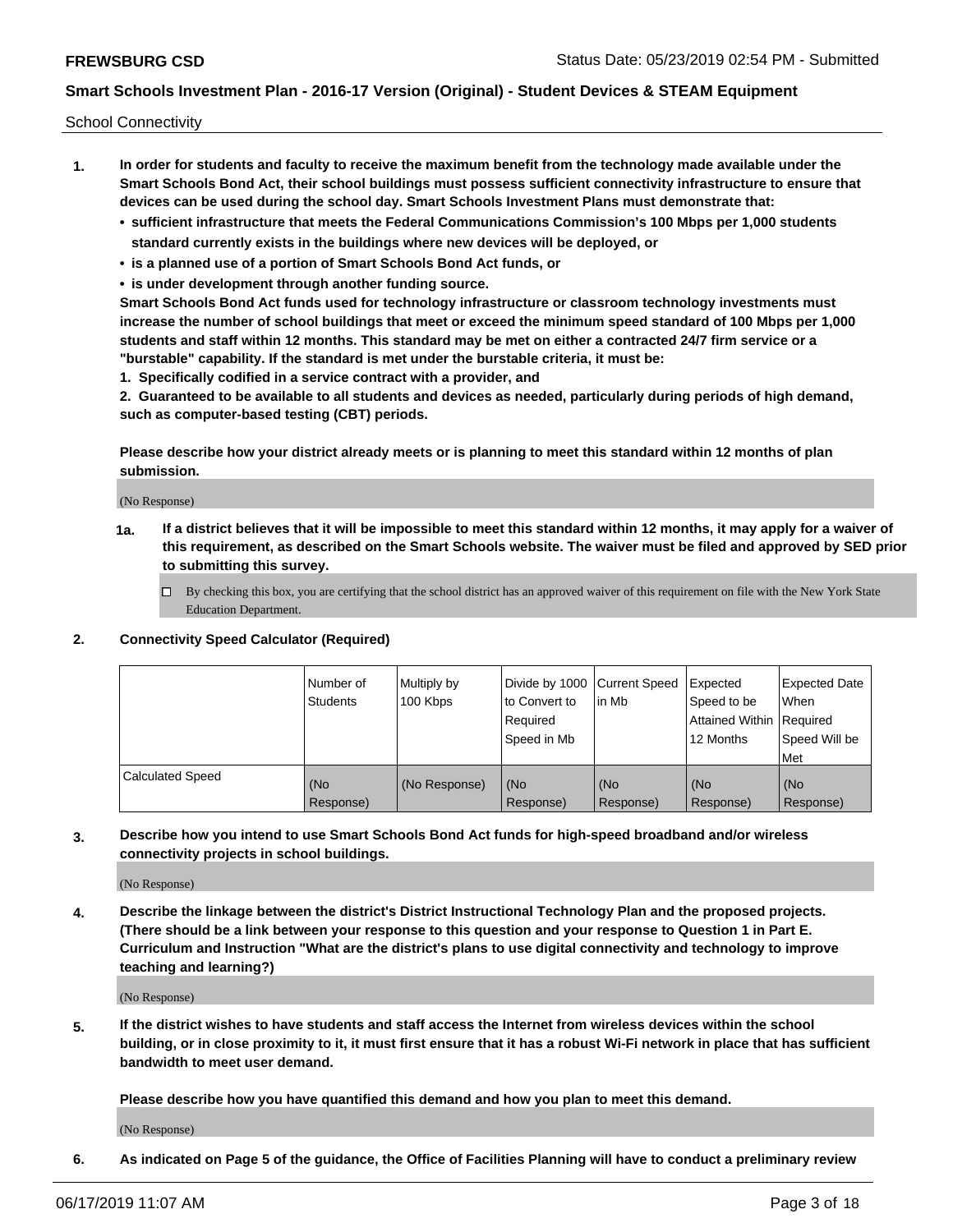School Connectivity

1. **In order for students and faculty to receive the maximum benefit from the technology made available under the Smart Schools Bond Act, their school buildings must possess sufficient connectivity infrastructure to ensure that devices can be used during the school day. Smart Schools Investment Plans must demonstrate that:**
   - **sufficient infrastructure that meets the Federal Communications Commission's 100 Mbps per 1,000 students standard currently exists in the buildings where new devices will be deployed, or**
   - **is a planned use of a portion of Smart Schools Bond Act funds, or**
   - **is under development through another funding source.**

   **Smart Schools Bond Act funds used for technology infrastructure or classroom technology investments must increase the number of school buildings that meet or exceed the minimum speed standard of 100 Mbps per 1,000 students and staff within 12 months. This standard may be met on either a contracted 24/7 firm service or a "burstable" capability. If the standard is met under the burstable criteria, it must be:**

   **1. Specifically codified in a service contract with a provider, and**

   **2. Guaranteed to be available to all students and devices as needed, particularly during periods of high demand, such as computer-based testing (CBT) periods.**

   **Please describe how your district already meets or is planning to meet this standard within 12 months of plan submission.**

   (No Response)

   **1a. If a district believes that it will be impossible to meet this standard within 12 months, it may apply for a waiver of this requirement, as described on the Smart Schools website. The waiver must be filed and approved by SED prior to submitting this survey.**

   ☐ By checking this box, you are certifying that the school district has an approved waiver of this requirement on file with the New York State Education Department.

2. **Connectivity Speed Calculator (Required)**

| | Number of Students | Multiply by 100 Kbps | Divide by 1000 to Convert to Required Speed in Mb | Current Speed in Mb | Expected Speed to be Attained Within 12 Months | Expected Date When Required Speed Will be Met |
|---|---|---|---|---|---|---|
| Calculated Speed | (No Response) | (No Response) | (No Response) | (No Response) | (No Response) | (No Response) |

3. **Describe how you intend to use Smart Schools Bond Act funds for high-speed broadband and/or wireless connectivity projects in school buildings.**

   (No Response)

4. **Describe the linkage between the district's District Instructional Technology Plan and the proposed projects. (There should be a link between your response to this question and your response to Question 1 in Part E. Curriculum and Instruction "What are the district's plans to use digital connectivity and technology to improve teaching and learning?)**

   (No Response)

5. **If the district wishes to have students and staff access the Internet from wireless devices within the school building, or in close proximity to it, it must first ensure that it has a robust Wi-Fi network in place that has sufficient bandwidth to meet user demand.**

   **Please describe how you have quantified this demand and how you plan to meet this demand.**

   (No Response)

6. **As indicated on Page 5 of the guidance, the Office of Facilities Planning will have to conduct a preliminary review**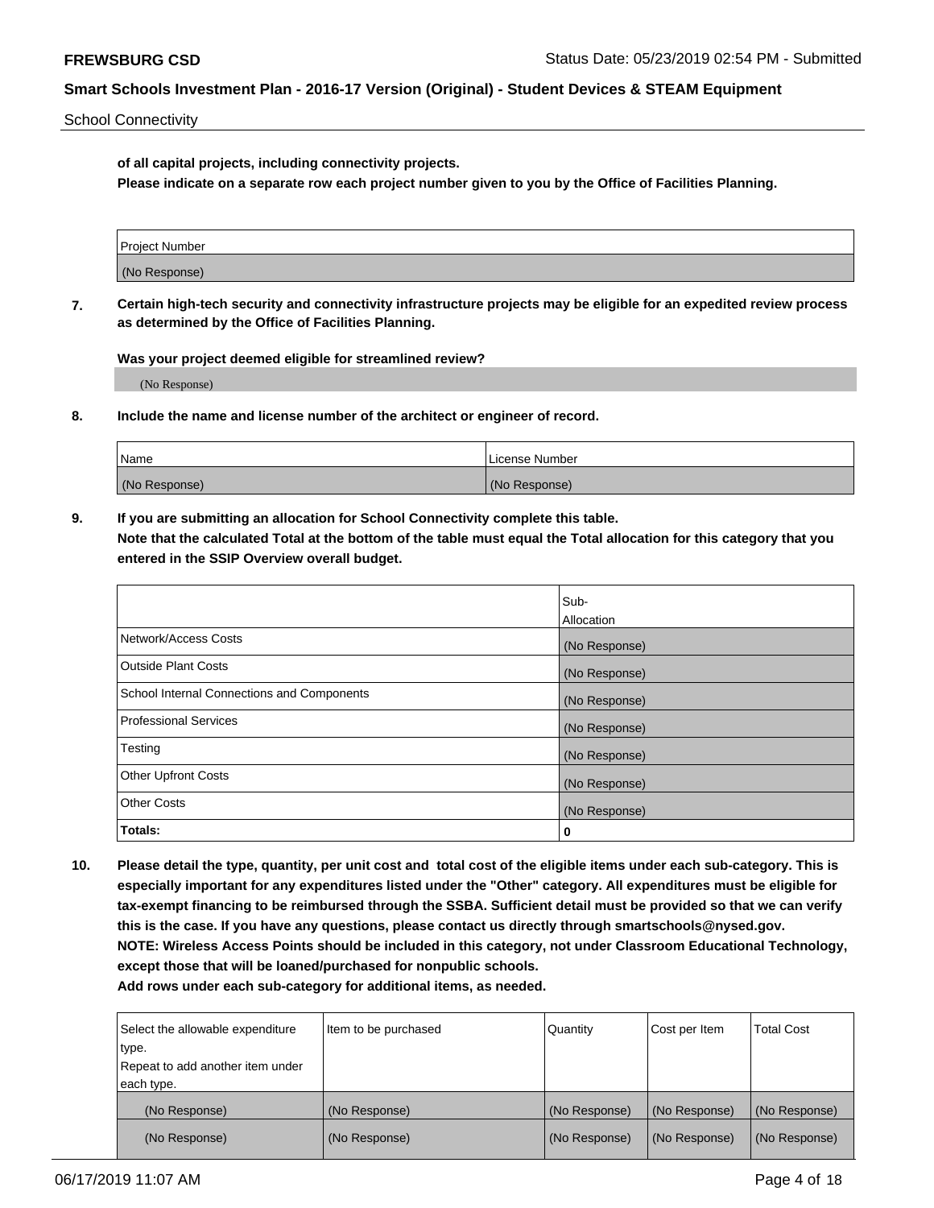**of all capital projects, including connectivity projects.**
**Please indicate on a separate row each project number given to you by the Office of Facilities Planning.**

| Project Number |
|---|
| (No Response) |

**7. Certain high-tech security and connectivity infrastructure projects may be eligible for an expedited review process as determined by the Office of Facilities Planning.**

**Was your project deemed eligible for streamlined review?**

(No Response)

**8. Include the name and license number of the architect or engineer of record.**

| Name | License Number |
|---|---|
| (No Response) | (No Response) |

**9. If you are submitting an allocation for School Connectivity complete this table.**
**Note that the calculated Total at the bottom of the table must equal the Total allocation for this category that you entered in the SSIP Overview overall budget.**

| | Sub-Allocation |
|---|---|
| Network/Access Costs | (No Response) |
| Outside Plant Costs | (No Response) |
| School Internal Connections and Components | (No Response) |
| Professional Services | (No Response) |
| Testing | (No Response) |
| Other Upfront Costs | (No Response) |
| Other Costs | (No Response) |
| **Totals:** | **0** |

**10. Please detail the type, quantity, per unit cost and total cost of the eligible items under each sub-category. This is especially important for any expenditures listed under the "Other" category. All expenditures must be eligible for tax-exempt financing to be reimbursed through the SSBA. Sufficient detail must be provided so that we can verify this is the case. If you have any questions, please contact us directly through smartschools@nysed.gov.**
**NOTE: Wireless Access Points should be included in this category, not under Classroom Educational Technology, except those that will be loaned/purchased for nonpublic schools.**
**Add rows under each sub-category for additional items, as needed.**

| Select the allowable expenditure type. Repeat to add another item under each type. | Item to be purchased | Quantity | Cost per Item | Total Cost |
|---|---|---|---|---|
| (No Response) | (No Response) | (No Response) | (No Response) | (No Response) |
| (No Response) | (No Response) | (No Response) | (No Response) | (No Response) |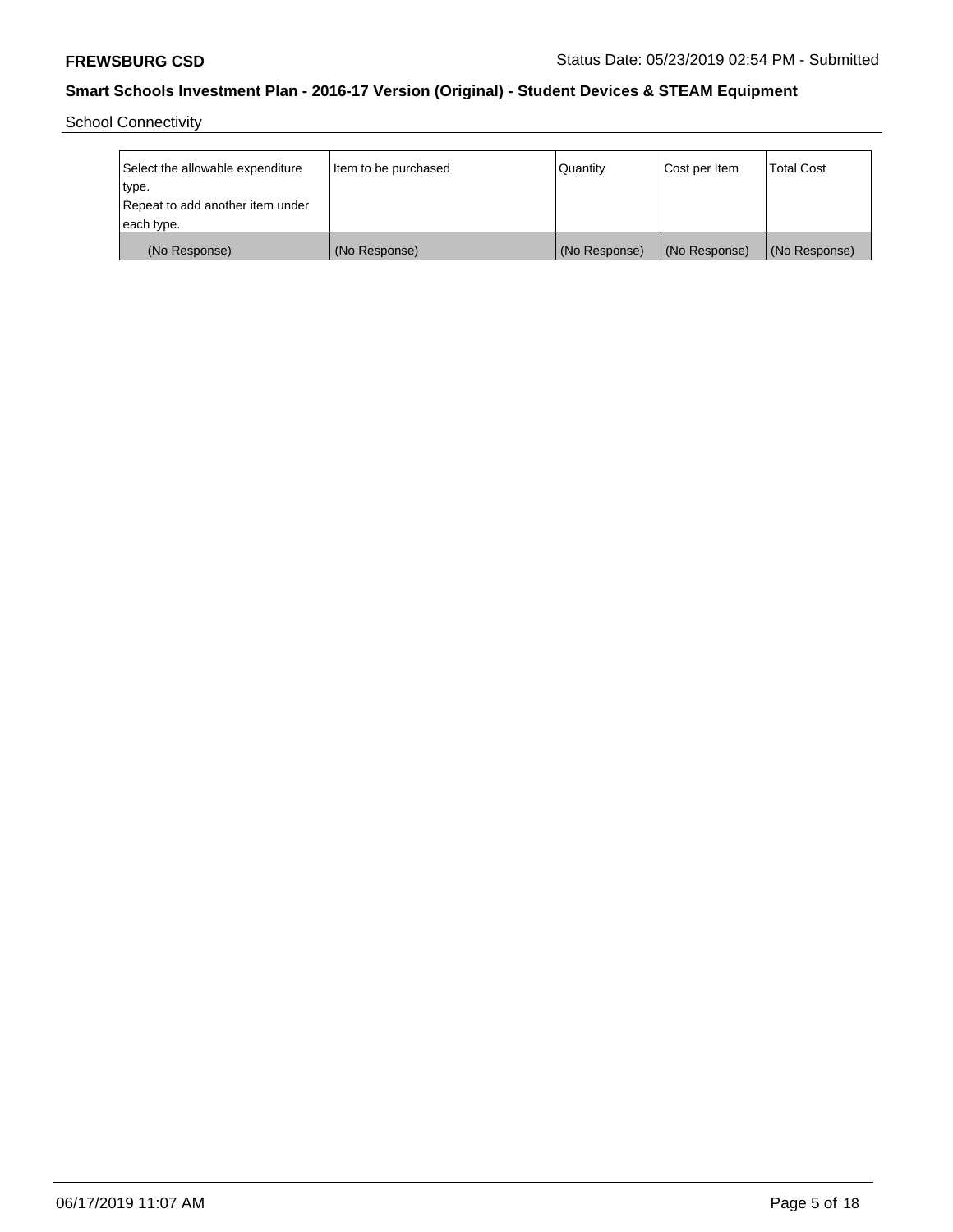School Connectivity

| Select the allowable expenditure type. Repeat to add another item under each type. | Item to be purchased | Quantity | Cost per Item | Total Cost |
| --- | --- | --- | --- | --- |
| (No Response) | (No Response) | (No Response) | (No Response) | (No Response) |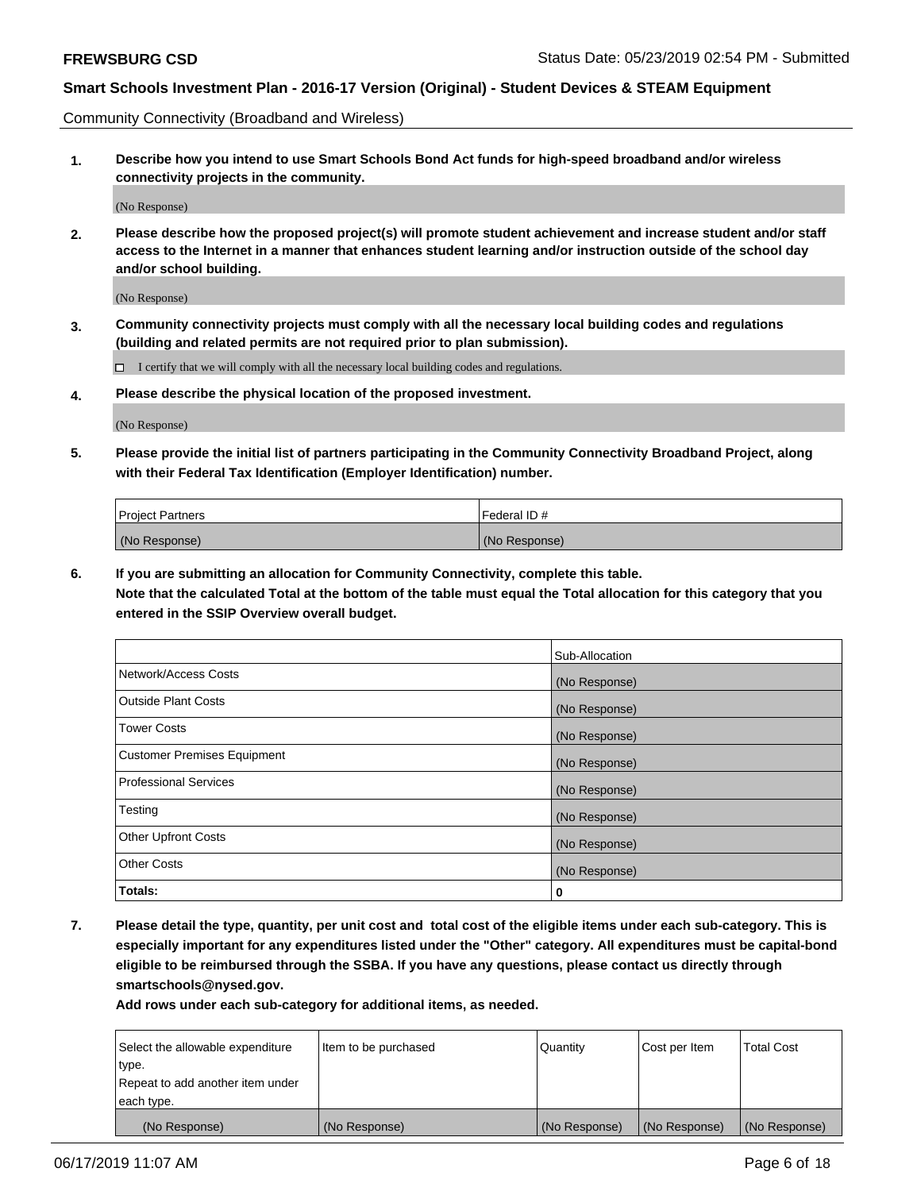Community Connectivity (Broadband and Wireless)

**1. Describe how you intend to use Smart Schools Bond Act funds for high-speed broadband and/or wireless connectivity projects in the community.**

(No Response)

**2. Please describe how the proposed project(s) will promote student achievement and increase student and/or staff access to the Internet in a manner that enhances student learning and/or instruction outside of the school day and/or school building.**

(No Response)

**3. Community connectivity projects must comply with all the necessary local building codes and regulations (building and related permits are not required prior to plan submission).**

☐ I certify that we will comply with all the necessary local building codes and regulations.

**4. Please describe the physical location of the proposed investment.**

(No Response)

**5. Please provide the initial list of partners participating in the Community Connectivity Broadband Project, along with their Federal Tax Identification (Employer Identification) number.**

| Project Partners | Federal ID # |
|---|---|
| (No Response) | (No Response) |

**6. If you are submitting an allocation for Community Connectivity, complete this table. Note that the calculated Total at the bottom of the table must equal the Total allocation for this category that you entered in the SSIP Overview overall budget.**

| | Sub-Allocation |
|---|---|
| Network/Access Costs | (No Response) |
| Outside Plant Costs | (No Response) |
| Tower Costs | (No Response) |
| Customer Premises Equipment | (No Response) |
| Professional Services | (No Response) |
| Testing | (No Response) |
| Other Upfront Costs | (No Response) |
| Other Costs | (No Response) |
| **Totals:** | **0** |

**7. Please detail the type, quantity, per unit cost and total cost of the eligible items under each sub-category. This is especially important for any expenditures listed under the "Other" category. All expenditures must be capital-bond eligible to be reimbursed through the SSBA. If you have any questions, please contact us directly through smartschools@nysed.gov.**

**Add rows under each sub-category for additional items, as needed.**

| Select the allowable expenditure type. Repeat to add another item under each type. | Item to be purchased | Quantity | Cost per Item | Total Cost |
|---|---|---|---|---|
| (No Response) | (No Response) | (No Response) | (No Response) | (No Response) |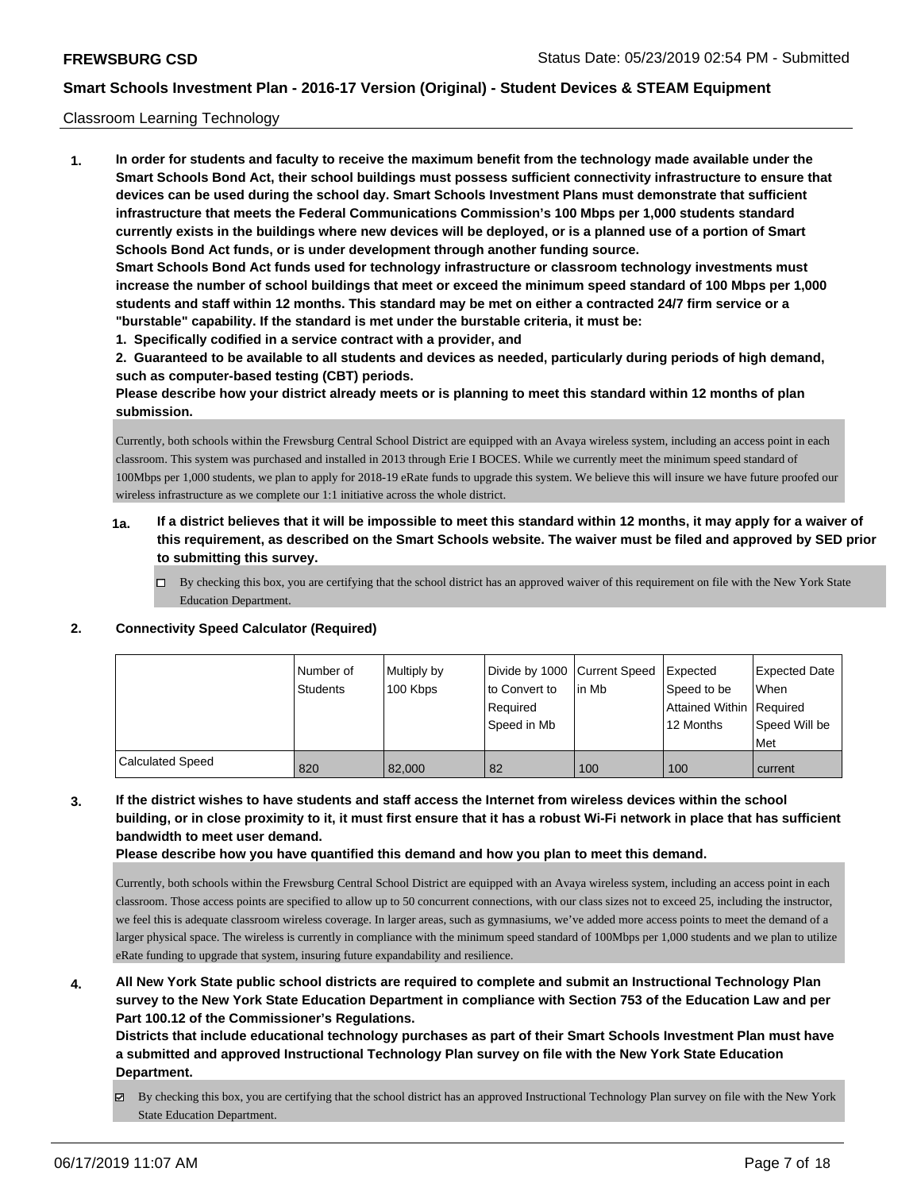Classroom Learning Technology

**1. In order for students and faculty to receive the maximum benefit from the technology made available under the Smart Schools Bond Act, their school buildings must possess sufficient connectivity infrastructure to ensure that devices can be used during the school day. Smart Schools Investment Plans must demonstrate that sufficient infrastructure that meets the Federal Communications Commission's 100 Mbps per 1,000 students standard currently exists in the buildings where new devices will be deployed, or is a planned use of a portion of Smart Schools Bond Act funds, or is under development through another funding source.**

**Smart Schools Bond Act funds used for technology infrastructure or classroom technology investments must increase the number of school buildings that meet or exceed the minimum speed standard of 100 Mbps per 1,000 students and staff within 12 months. This standard may be met on either a contracted 24/7 firm service or a "burstable" capability. If the standard is met under the burstable criteria, it must be:**

**1. Specifically codified in a service contract with a provider, and**

**2. Guaranteed to be available to all students and devices as needed, particularly during periods of high demand, such as computer-based testing (CBT) periods.**

**Please describe how your district already meets or is planning to meet this standard within 12 months of plan submission.**

Currently, both schools within the Frewsburg Central School District are equipped with an Avaya wireless system, including an access point in each classroom. This system was purchased and installed in 2013 through Erie I BOCES. While we currently meet the minimum speed standard of 100Mbps per 1,000 students, we plan to apply for 2018-19 eRate funds to upgrade this system. We believe this will insure we have future proofed our wireless infrastructure as we complete our 1:1 initiative across the whole district.

**1a. If a district believes that it will be impossible to meet this standard within 12 months, it may apply for a waiver of this requirement, as described on the Smart Schools website. The waiver must be filed and approved by SED prior to submitting this survey.**

☐ By checking this box, you are certifying that the school district has an approved waiver of this requirement on file with the New York State Education Department.

**2. Connectivity Speed Calculator (Required)**

| | Number of Students | Multiply by 100 Kbps | Divide by 1000 to Convert to Required Speed in Mb | Current Speed in Mb | Expected Speed to be Attained Within 12 Months | Expected Date When Required Speed Will be Met |
|---|---|---|---|---|---|---|
| Calculated Speed | 820 | 82,000 | 82 | 100 | 100 | current |

**3. If the district wishes to have students and staff access the Internet from wireless devices within the school building, or in close proximity to it, it must first ensure that it has a robust Wi-Fi network in place that has sufficient bandwidth to meet user demand.**

**Please describe how you have quantified this demand and how you plan to meet this demand.**

Currently, both schools within the Frewsburg Central School District are equipped with an Avaya wireless system, including an access point in each classroom. Those access points are specified to allow up to 50 concurrent connections, with our class sizes not to exceed 25, including the instructor, we feel this is adequate classroom wireless coverage. In larger areas, such as gymnasiums, we've added more access points to meet the demand of a larger physical space. The wireless is currently in compliance with the minimum speed standard of 100Mbps per 1,000 students and we plan to utilize eRate funding to upgrade that system, insuring future expandability and resilience.

**4. All New York State public school districts are required to complete and submit an Instructional Technology Plan survey to the New York State Education Department in compliance with Section 753 of the Education Law and per Part 100.12 of the Commissioner's Regulations.**

**Districts that include educational technology purchases as part of their Smart Schools Investment Plan must have a submitted and approved Instructional Technology Plan survey on file with the New York State Education Department.**

☑ By checking this box, you are certifying that the school district has an approved Instructional Technology Plan survey on file with the New York State Education Department.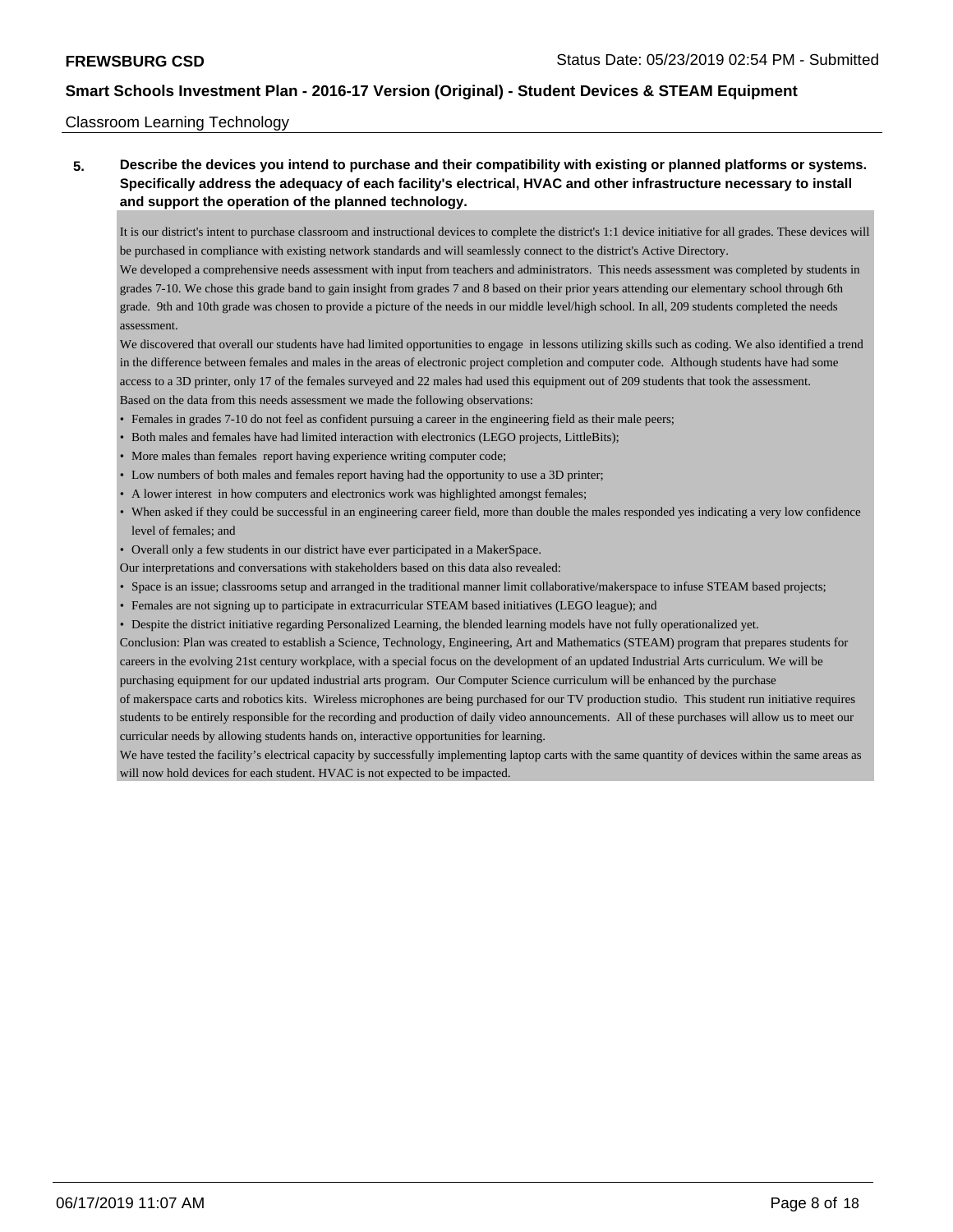Classroom Learning Technology

**5. Describe the devices you intend to purchase and their compatibility with existing or planned platforms or systems. Specifically address the adequacy of each facility's electrical, HVAC and other infrastructure necessary to install and support the operation of the planned technology.**

It is our district's intent to purchase classroom and instructional devices to complete the district's 1:1 device initiative for all grades. These devices will be purchased in compliance with existing network standards and will seamlessly connect to the district's Active Directory.

We developed a comprehensive needs assessment with input from teachers and administrators. This needs assessment was completed by students in grades 7-10. We chose this grade band to gain insight from grades 7 and 8 based on their prior years attending our elementary school through 6th grade. 9th and 10th grade was chosen to provide a picture of the needs in our middle level/high school. In all, 209 students completed the needs assessment.

We discovered that overall our students have had limited opportunities to engage in lessons utilizing skills such as coding. We also identified a trend in the difference between females and males in the areas of electronic project completion and computer code. Although students have had some access to a 3D printer, only 17 of the females surveyed and 22 males had used this equipment out of 209 students that took the assessment.

Based on the data from this needs assessment we made the following observations:

- Females in grades 7-10 do not feel as confident pursuing a career in the engineering field as their male peers;
- Both males and females have had limited interaction with electronics (LEGO projects, LittleBits);
- More males than females report having experience writing computer code;
- Low numbers of both males and females report having had the opportunity to use a 3D printer;
- A lower interest in how computers and electronics work was highlighted amongst females;
- When asked if they could be successful in an engineering career field, more than double the males responded yes indicating a very low confidence level of females; and
- Overall only a few students in our district have ever participated in a MakerSpace.

Our interpretations and conversations with stakeholders based on this data also revealed:

- Space is an issue; classrooms setup and arranged in the traditional manner limit collaborative/makerspace to infuse STEAM based projects;
- Females are not signing up to participate in extracurricular STEAM based initiatives (LEGO league); and
- Despite the district initiative regarding Personalized Learning, the blended learning models have not fully operationalized yet.

Conclusion: Plan was created to establish a Science, Technology, Engineering, Art and Mathematics (STEAM) program that prepares students for careers in the evolving 21st century workplace, with a special focus on the development of an updated Industrial Arts curriculum. We will be purchasing equipment for our updated industrial arts program. Our Computer Science curriculum will be enhanced by the purchase of makerspace carts and robotics kits. Wireless microphones are being purchased for our TV production studio. This student run initiative requires students to be entirely responsible for the recording and production of daily video announcements. All of these purchases will allow us to meet our curricular needs by allowing students hands on, interactive opportunities for learning.

We have tested the facility's electrical capacity by successfully implementing laptop carts with the same quantity of devices within the same areas as will now hold devices for each student. HVAC is not expected to be impacted.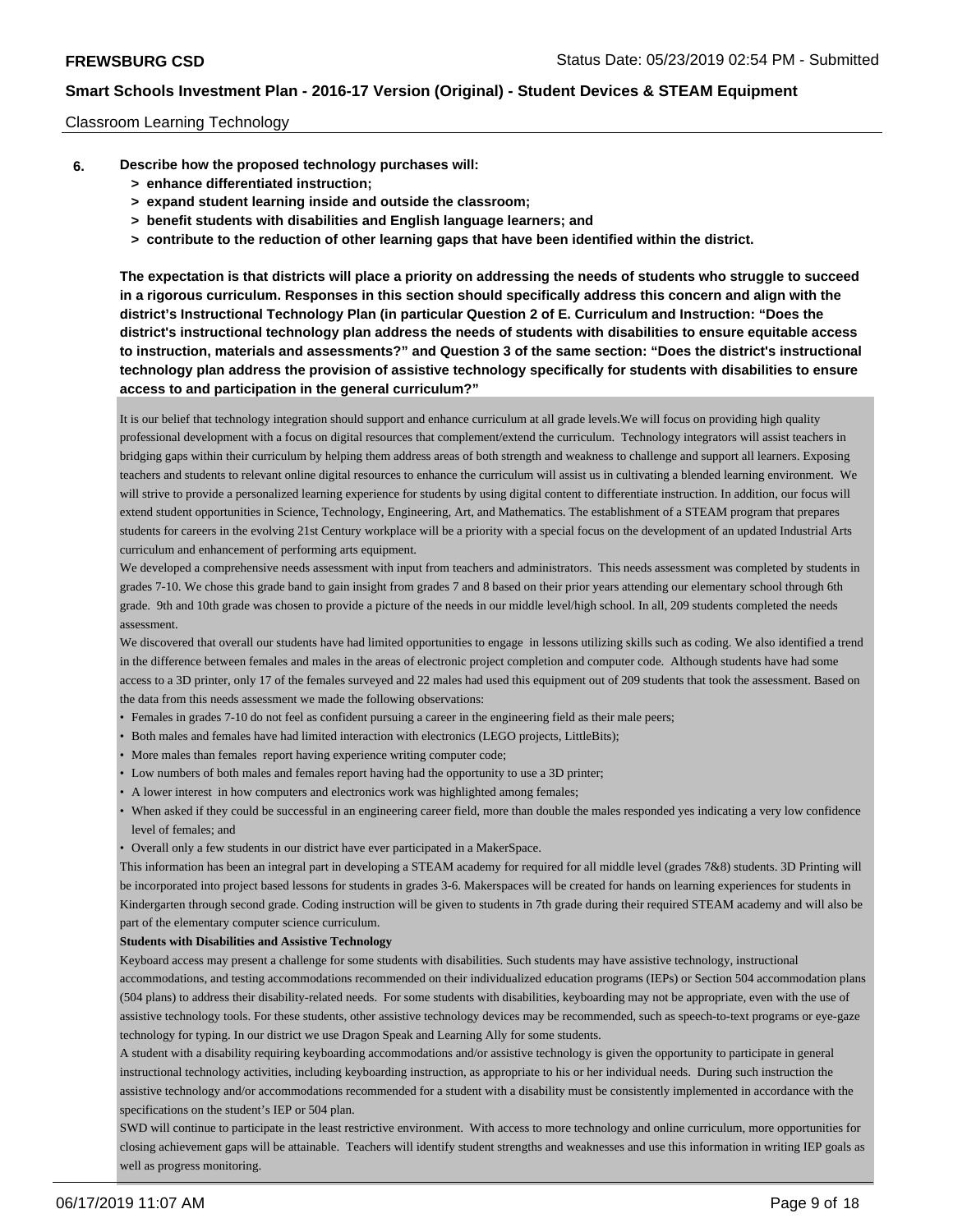Classroom Learning Technology

**6. Describe how the proposed technology purchases will:**

**> enhance differentiated instruction;**

**> expand student learning inside and outside the classroom;**

**> benefit students with disabilities and English language learners; and**

**> contribute to the reduction of other learning gaps that have been identified within the district.**

**The expectation is that districts will place a priority on addressing the needs of students who struggle to succeed in a rigorous curriculum. Responses in this section should specifically address this concern and align with the district's Instructional Technology Plan (in particular Question 2 of E. Curriculum and Instruction: "Does the district's instructional technology plan address the needs of students with disabilities to ensure equitable access to instruction, materials and assessments?" and Question 3 of the same section: "Does the district's instructional technology plan address the provision of assistive technology specifically for students with disabilities to ensure access to and participation in the general curriculum?"**

It is our belief that technology integration should support and enhance curriculum at all grade levels.We will focus on providing high quality professional development with a focus on digital resources that complement/extend the curriculum. Technology integrators will assist teachers in bridging gaps within their curriculum by helping them address areas of both strength and weakness to challenge and support all learners. Exposing teachers and students to relevant online digital resources to enhance the curriculum will assist us in cultivating a blended learning environment. We will strive to provide a personalized learning experience for students by using digital content to differentiate instruction. In addition, our focus will extend student opportunities in Science, Technology, Engineering, Art, and Mathematics. The establishment of a STEAM program that prepares students for careers in the evolving 21st Century workplace will be a priority with a special focus on the development of an updated Industrial Arts curriculum and enhancement of performing arts equipment.

We developed a comprehensive needs assessment with input from teachers and administrators. This needs assessment was completed by students in grades 7-10. We chose this grade band to gain insight from grades 7 and 8 based on their prior years attending our elementary school through 6th grade. 9th and 10th grade was chosen to provide a picture of the needs in our middle level/high school. In all, 209 students completed the needs assessment.

We discovered that overall our students have had limited opportunities to engage in lessons utilizing skills such as coding. We also identified a trend in the difference between females and males in the areas of electronic project completion and computer code. Although students have had some access to a 3D printer, only 17 of the females surveyed and 22 males had used this equipment out of 209 students that took the assessment. Based on the data from this needs assessment we made the following observations:

- Females in grades 7-10 do not feel as confident pursuing a career in the engineering field as their male peers;
- Both males and females have had limited interaction with electronics (LEGO projects, LittleBits);
- More males than females report having experience writing computer code;
- Low numbers of both males and females report having had the opportunity to use a 3D printer;
- A lower interest in how computers and electronics work was highlighted among females;
- When asked if they could be successful in an engineering career field, more than double the males responded yes indicating a very low confidence level of females; and
- Overall only a few students in our district have ever participated in a MakerSpace.

This information has been an integral part in developing a STEAM academy for required for all middle level (grades 7&8) students. 3D Printing will be incorporated into project based lessons for students in grades 3-6. Makerspaces will be created for hands on learning experiences for students in Kindergarten through second grade. Coding instruction will be given to students in 7th grade during their required STEAM academy and will also be part of the elementary computer science curriculum.

**Students with Disabilities and Assistive Technology**

Keyboard access may present a challenge for some students with disabilities. Such students may have assistive technology, instructional accommodations, and testing accommodations recommended on their individualized education programs (IEPs) or Section 504 accommodation plans (504 plans) to address their disability-related needs. For some students with disabilities, keyboarding may not be appropriate, even with the use of assistive technology tools. For these students, other assistive technology devices may be recommended, such as speech-to-text programs or eye-gaze technology for typing. In our district we use Dragon Speak and Learning Ally for some students.

A student with a disability requiring keyboarding accommodations and/or assistive technology is given the opportunity to participate in general instructional technology activities, including keyboarding instruction, as appropriate to his or her individual needs. During such instruction the assistive technology and/or accommodations recommended for a student with a disability must be consistently implemented in accordance with the specifications on the student's IEP or 504 plan.

SWD will continue to participate in the least restrictive environment. With access to more technology and online curriculum, more opportunities for closing achievement gaps will be attainable. Teachers will identify student strengths and weaknesses and use this information in writing IEP goals as well as progress monitoring.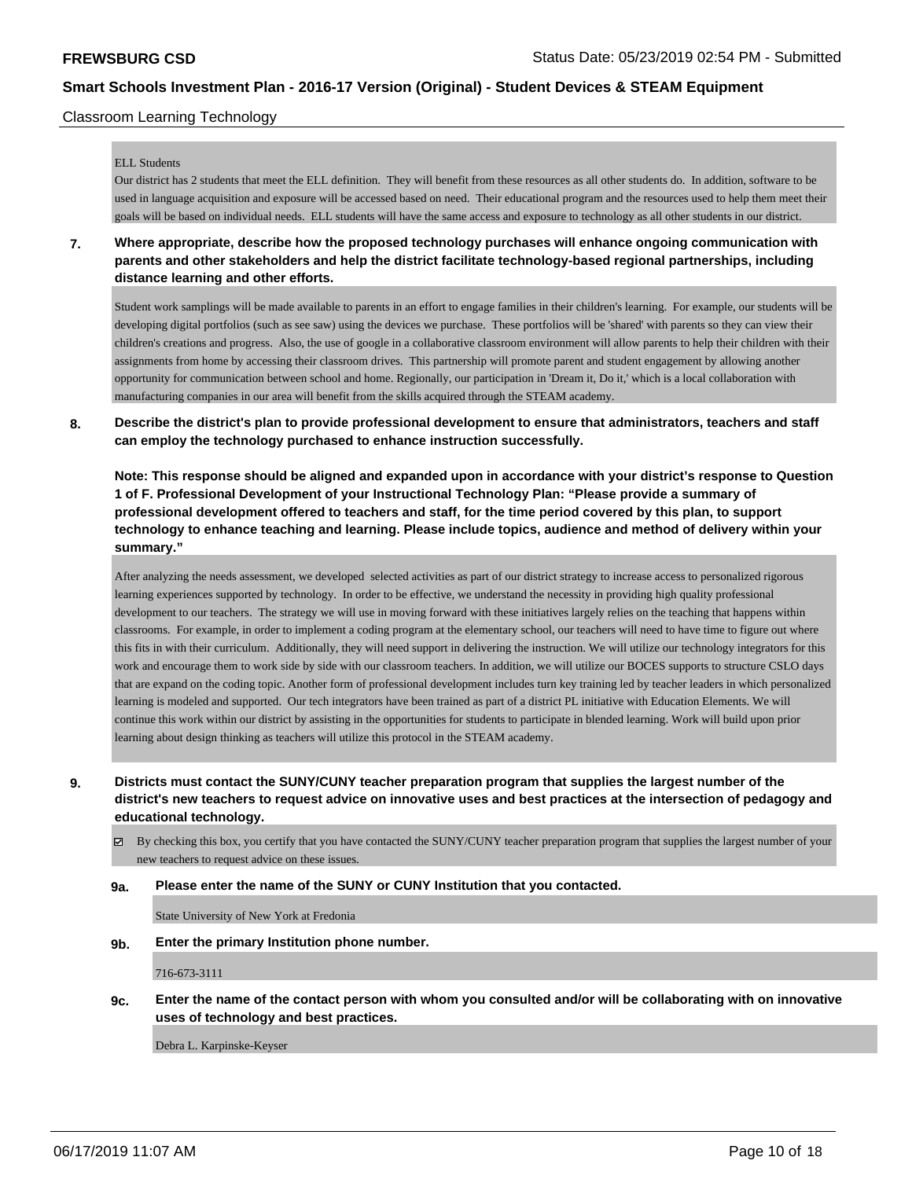ELL Students

Our district has 2 students that meet the ELL definition. They will benefit from these resources as all other students do. In addition, software to be used in language acquisition and exposure will be accessed based on need. Their educational program and the resources used to help them meet their goals will be based on individual needs. ELL students will have the same access and exposure to technology as all other students in our district.

**7. Where appropriate, describe how the proposed technology purchases will enhance ongoing communication with parents and other stakeholders and help the district facilitate technology-based regional partnerships, including distance learning and other efforts.**

Student work samplings will be made available to parents in an effort to engage families in their children's learning. For example, our students will be developing digital portfolios (such as see saw) using the devices we purchase. These portfolios will be 'shared' with parents so they can view their children's creations and progress. Also, the use of google in a collaborative classroom environment will allow parents to help their children with their assignments from home by accessing their classroom drives. This partnership will promote parent and student engagement by allowing another opportunity for communication between school and home. Regionally, our participation in 'Dream it, Do it,' which is a local collaboration with manufacturing companies in our area will benefit from the skills acquired through the STEAM academy.

**8. Describe the district's plan to provide professional development to ensure that administrators, teachers and staff can employ the technology purchased to enhance instruction successfully.**

**Note: This response should be aligned and expanded upon in accordance with your district's response to Question 1 of F. Professional Development of your Instructional Technology Plan: "Please provide a summary of professional development offered to teachers and staff, for the time period covered by this plan, to support technology to enhance teaching and learning. Please include topics, audience and method of delivery within your summary."**

After analyzing the needs assessment, we developed selected activities as part of our district strategy to increase access to personalized rigorous learning experiences supported by technology. In order to be effective, we understand the necessity in providing high quality professional development to our teachers. The strategy we will use in moving forward with these initiatives largely relies on the teaching that happens within classrooms. For example, in order to implement a coding program at the elementary school, our teachers will need to have time to figure out where this fits in with their curriculum. Additionally, they will need support in delivering the instruction. We will utilize our technology integrators for this work and encourage them to work side by side with our classroom teachers. In addition, we will utilize our BOCES supports to structure CSLO days that are expand on the coding topic. Another form of professional development includes turn key training led by teacher leaders in which personalized learning is modeled and supported. Our tech integrators have been trained as part of a district PL initiative with Education Elements. We will continue this work within our district by assisting in the opportunities for students to participate in blended learning. Work will build upon prior learning about design thinking as teachers will utilize this protocol in the STEAM academy.

**9. Districts must contact the SUNY/CUNY teacher preparation program that supplies the largest number of the district's new teachers to request advice on innovative uses and best practices at the intersection of pedagogy and educational technology.**

☑ By checking this box, you certify that you have contacted the SUNY/CUNY teacher preparation program that supplies the largest number of your new teachers to request advice on these issues.

**9a. Please enter the name of the SUNY or CUNY Institution that you contacted.**

State University of New York at Fredonia

**9b. Enter the primary Institution phone number.**

716-673-3111

**9c. Enter the name of the contact person with whom you consulted and/or will be collaborating with on innovative uses of technology and best practices.**

Debra L. Karpinske-Keyser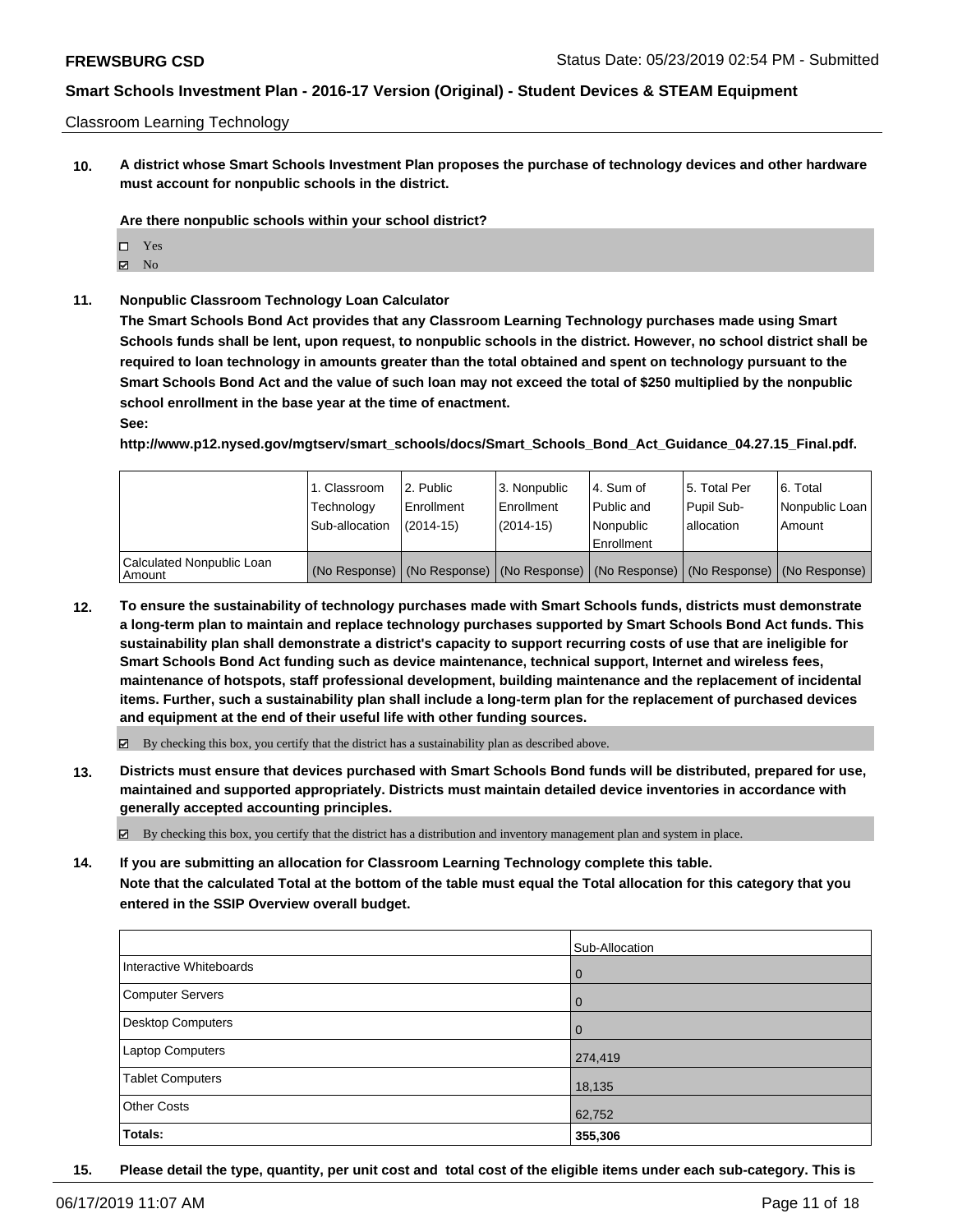Classroom Learning Technology

**10. A district whose Smart Schools Investment Plan proposes the purchase of technology devices and other hardware must account for nonpublic schools in the district.**

**Are there nonpublic schools within your school district?**

- ☐ Yes
- ☑ No

**11. Nonpublic Classroom Technology Loan Calculator**

**The Smart Schools Bond Act provides that any Classroom Learning Technology purchases made using Smart Schools funds shall be lent, upon request, to nonpublic schools in the district. However, no school district shall be required to loan technology in amounts greater than the total obtained and spent on technology pursuant to the Smart Schools Bond Act and the value of such loan may not exceed the total of $250 multiplied by the nonpublic school enrollment in the base year at the time of enactment.**

**See:**

**http://www.p12.nysed.gov/mgtserv/smart_schools/docs/Smart_Schools_Bond_Act_Guidance_04.27.15_Final.pdf.**

| | 1. Classroom Technology Sub-allocation | 2. Public Enrollment (2014-15) | 3. Nonpublic Enrollment (2014-15) | 4. Sum of Public and Nonpublic Enrollment | 5. Total Per Pupil Sub-allocation | 6. Total Nonpublic Loan Amount |
|---|---|---|---|---|---|---|
| Calculated Nonpublic Loan Amount | (No Response) | (No Response) | (No Response) | (No Response) | (No Response) | (No Response) |

**12. To ensure the sustainability of technology purchases made with Smart Schools funds, districts must demonstrate a long-term plan to maintain and replace technology purchases supported by Smart Schools Bond Act funds. This sustainability plan shall demonstrate a district's capacity to support recurring costs of use that are ineligible for Smart Schools Bond Act funding such as device maintenance, technical support, Internet and wireless fees, maintenance of hotspots, staff professional development, building maintenance and the replacement of incidental items. Further, such a sustainability plan shall include a long-term plan for the replacement of purchased devices and equipment at the end of their useful life with other funding sources.**

☑ By checking this box, you certify that the district has a sustainability plan as described above.

**13. Districts must ensure that devices purchased with Smart Schools Bond funds will be distributed, prepared for use, maintained and supported appropriately. Districts must maintain detailed device inventories in accordance with generally accepted accounting principles.**

☑ By checking this box, you certify that the district has a distribution and inventory management plan and system in place.

**14. If you are submitting an allocation for Classroom Learning Technology complete this table.**
**Note that the calculated Total at the bottom of the table must equal the Total allocation for this category that you entered in the SSIP Overview overall budget.**

| | Sub-Allocation |
|---|---|
| Interactive Whiteboards | 0 |
| Computer Servers | 0 |
| Desktop Computers | 0 |
| Laptop Computers | 274,419 |
| Tablet Computers | 18,135 |
| Other Costs | 62,752 |
| **Totals:** | **355,306** |

**15. Please detail the type, quantity, per unit cost and total cost of the eligible items under each sub-category. This is**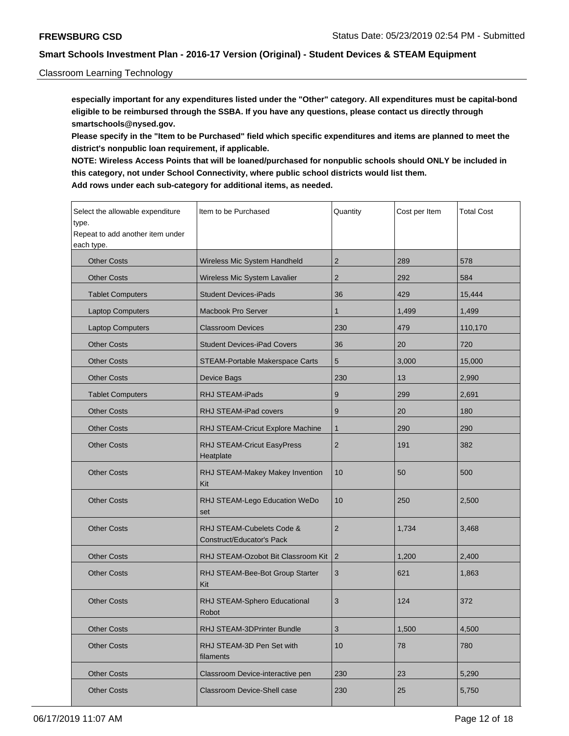Classroom Learning Technology

**especially important for any expenditures listed under the "Other" category. All expenditures must be capital-bond eligible to be reimbursed through the SSBA. If you have any questions, please contact us directly through smartschools@nysed.gov.**

**Please specify in the "Item to be Purchased" field which specific expenditures and items are planned to meet the district's nonpublic loan requirement, if applicable.**

**NOTE: Wireless Access Points that will be loaned/purchased for nonpublic schools should ONLY be included in this category, not under School Connectivity, where public school districts would list them.**

**Add rows under each sub-category for additional items, as needed.**

| Select the allowable expenditure type. Repeat to add another item under each type. | Item to be Purchased | Quantity | Cost per Item | Total Cost |
|---|---|---|---|---|
| Other Costs | Wireless Mic System Handheld | 2 | 289 | 578 |
| Other Costs | Wireless Mic System Lavalier | 2 | 292 | 584 |
| Tablet Computers | Student Devices-iPads | 36 | 429 | 15,444 |
| Laptop Computers | Macbook Pro Server | 1 | 1,499 | 1,499 |
| Laptop Computers | Classroom Devices | 230 | 479 | 110,170 |
| Other Costs | Student Devices-iPad Covers | 36 | 20 | 720 |
| Other Costs | STEAM-Portable Makerspace Carts | 5 | 3,000 | 15,000 |
| Other Costs | Device Bags | 230 | 13 | 2,990 |
| Tablet Computers | RHJ STEAM-iPads | 9 | 299 | 2,691 |
| Other Costs | RHJ STEAM-iPad covers | 9 | 20 | 180 |
| Other Costs | RHJ STEAM-Cricut Explore Machine | 1 | 290 | 290 |
| Other Costs | RHJ STEAM-Cricut EasyPress Heatplate | 2 | 191 | 382 |
| Other Costs | RHJ STEAM-Makey Makey Invention Kit | 10 | 50 | 500 |
| Other Costs | RHJ STEAM-Lego Education WeDo set | 10 | 250 | 2,500 |
| Other Costs | RHJ STEAM-Cubelets Code & Construct/Educator's Pack | 2 | 1,734 | 3,468 |
| Other Costs | RHJ STEAM-Ozobot Bit Classroom Kit | 2 | 1,200 | 2,400 |
| Other Costs | RHJ STEAM-Bee-Bot Group Starter Kit | 3 | 621 | 1,863 |
| Other Costs | RHJ STEAM-Sphero Educational Robot | 3 | 124 | 372 |
| Other Costs | RHJ STEAM-3DPrinter Bundle | 3 | 1,500 | 4,500 |
| Other Costs | RHJ STEAM-3D Pen Set with filaments | 10 | 78 | 780 |
| Other Costs | Classroom Device-interactive pen | 230 | 23 | 5,290 |
| Other Costs | Classroom Device-Shell case | 230 | 25 | 5,750 |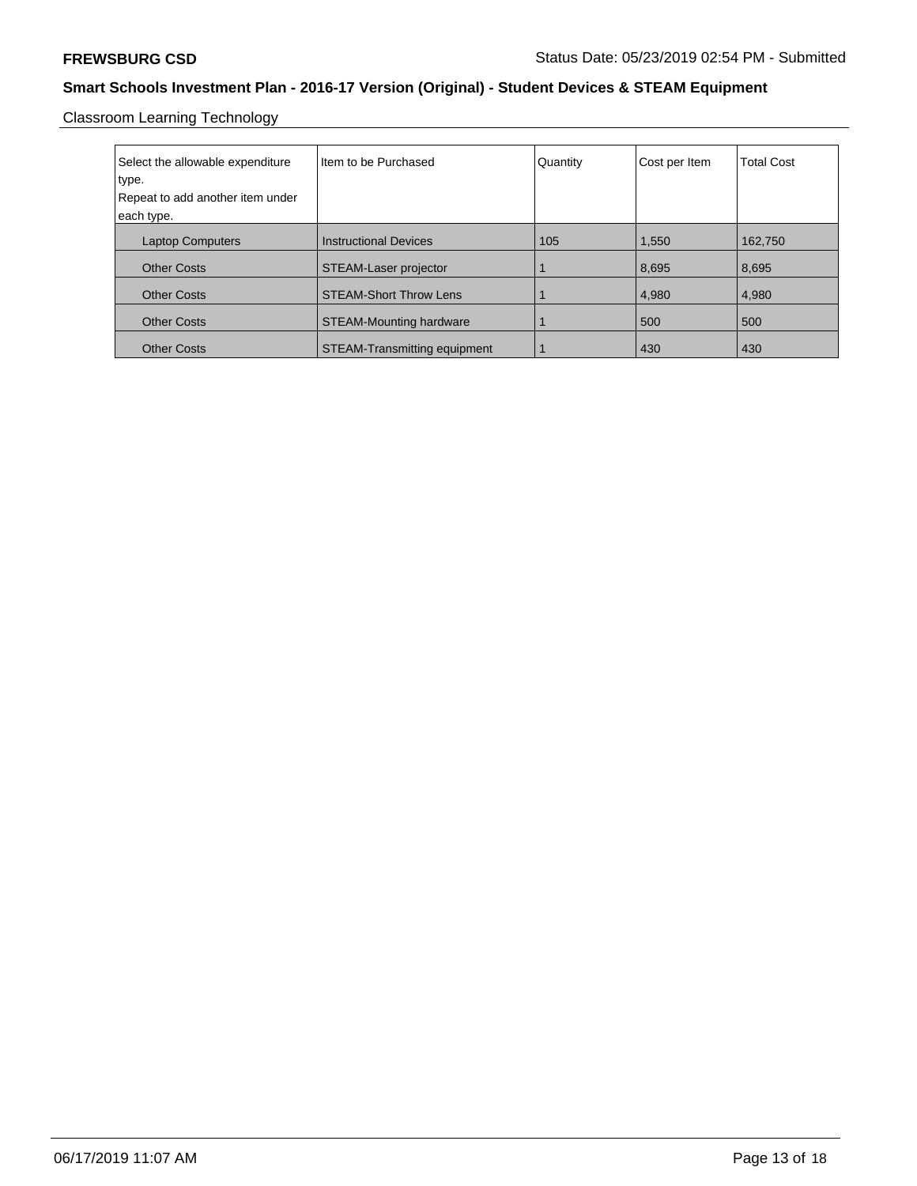## Classroom Learning Technology

| Select the allowable expenditure type. Repeat to add another item under each type. | Item to be Purchased | Quantity | Cost per Item | Total Cost |
|---|---|---|---|---|
| Laptop Computers | Instructional Devices | 105 | 1,550 | 162,750 |
| Other Costs | STEAM-Laser projector | 1 | 8,695 | 8,695 |
| Other Costs | STEAM-Short Throw Lens | 1 | 4,980 | 4,980 |
| Other Costs | STEAM-Mounting hardware | 1 | 500 | 500 |
| Other Costs | STEAM-Transmitting equipment | 1 | 430 | 430 |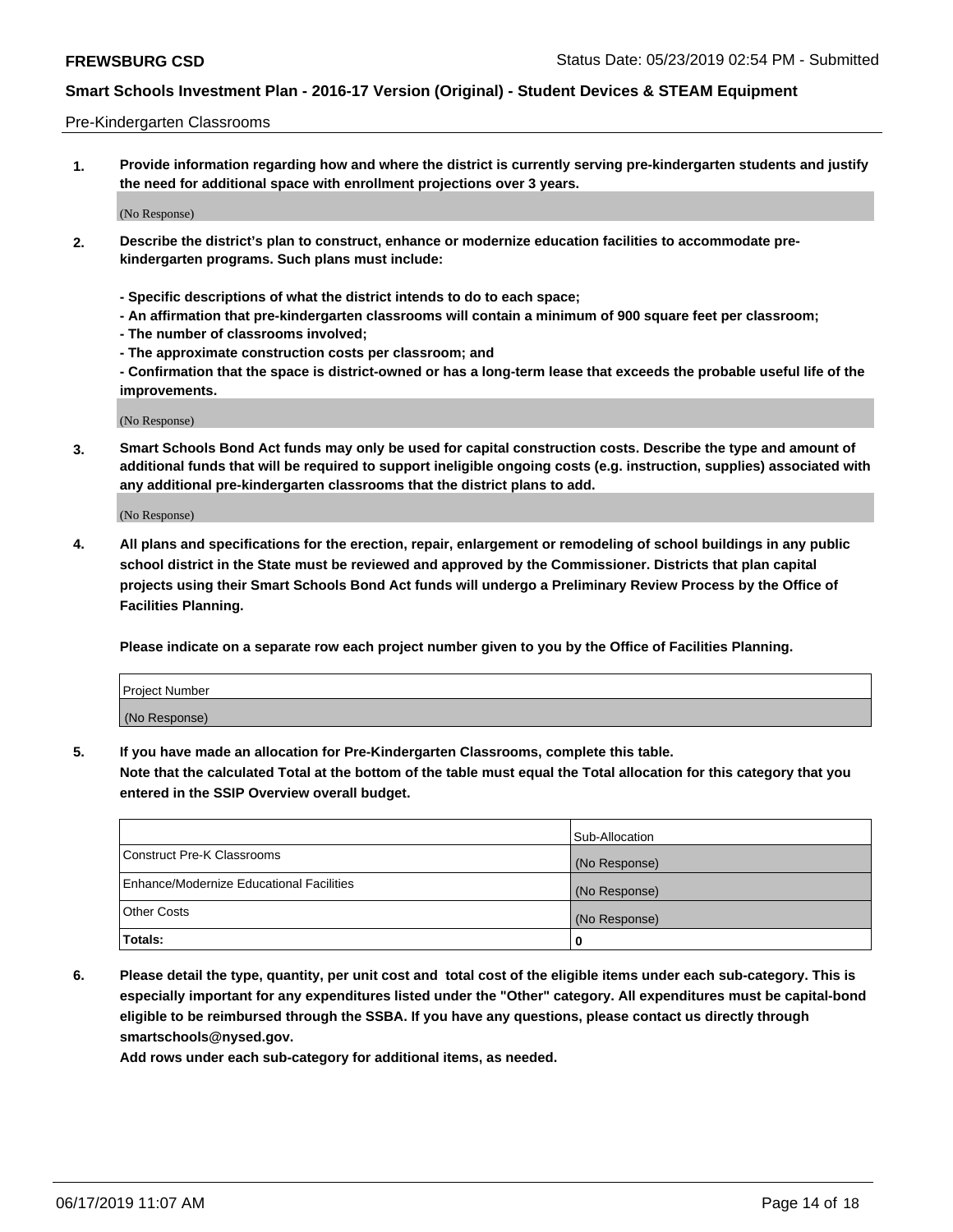Pre-Kindergarten Classrooms

1. **Provide information regarding how and where the district is currently serving pre-kindergarten students and justify the need for additional space with enrollment projections over 3 years.**

(No Response)

2. **Describe the district's plan to construct, enhance or modernize education facilities to accommodate pre-kindergarten programs. Such plans must include:**

   **- Specific descriptions of what the district intends to do to each space;**
   **- An affirmation that pre-kindergarten classrooms will contain a minimum of 900 square feet per classroom;**
   **- The number of classrooms involved;**
   **- The approximate construction costs per classroom; and**
   **- Confirmation that the space is district-owned or has a long-term lease that exceeds the probable useful life of the improvements.**

(No Response)

3. **Smart Schools Bond Act funds may only be used for capital construction costs. Describe the type and amount of additional funds that will be required to support ineligible ongoing costs (e.g. instruction, supplies) associated with any additional pre-kindergarten classrooms that the district plans to add.**

(No Response)

4. **All plans and specifications for the erection, repair, enlargement or remodeling of school buildings in any public school district in the State must be reviewed and approved by the Commissioner. Districts that plan capital projects using their Smart Schools Bond Act funds will undergo a Preliminary Review Process by the Office of Facilities Planning.**

   **Please indicate on a separate row each project number given to you by the Office of Facilities Planning.**

| Project Number |
| --- |
| (No Response) |

5. **If you have made an allocation for Pre-Kindergarten Classrooms, complete this table.**
   **Note that the calculated Total at the bottom of the table must equal the Total allocation for this category that you entered in the SSIP Overview overall budget.**

| | Sub-Allocation |
| --- | --- |
| Construct Pre-K Classrooms | (No Response) |
| Enhance/Modernize Educational Facilities | (No Response) |
| Other Costs | (No Response) |
| **Totals:** | **0** |

6. **Please detail the type, quantity, per unit cost and total cost of the eligible items under each sub-category. This is especially important for any expenditures listed under the "Other" category. All expenditures must be capital-bond eligible to be reimbursed through the SSBA. If you have any questions, please contact us directly through smartschools@nysed.gov.**
   **Add rows under each sub-category for additional items, as needed.**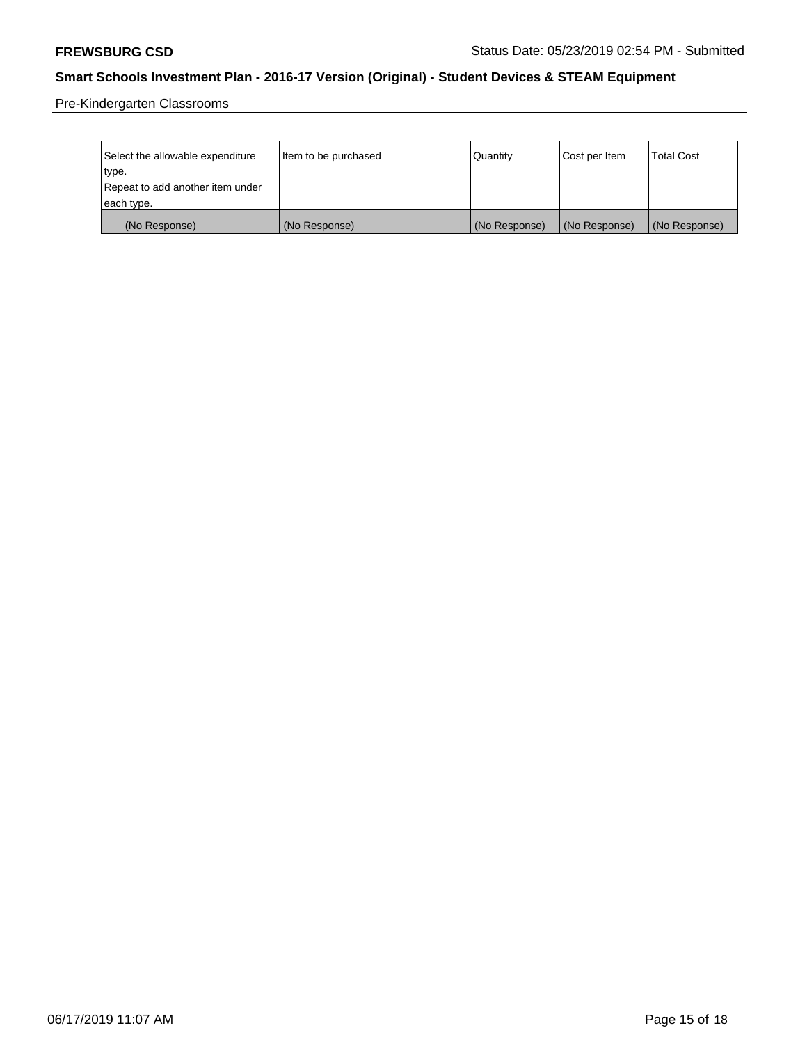Pre-Kindergarten Classrooms

| Select the allowable expenditure type. Repeat to add another item under each type. | Item to be purchased | Quantity | Cost per Item | Total Cost |
| --- | --- | --- | --- | --- |
| (No Response) | (No Response) | (No Response) | (No Response) | (No Response) |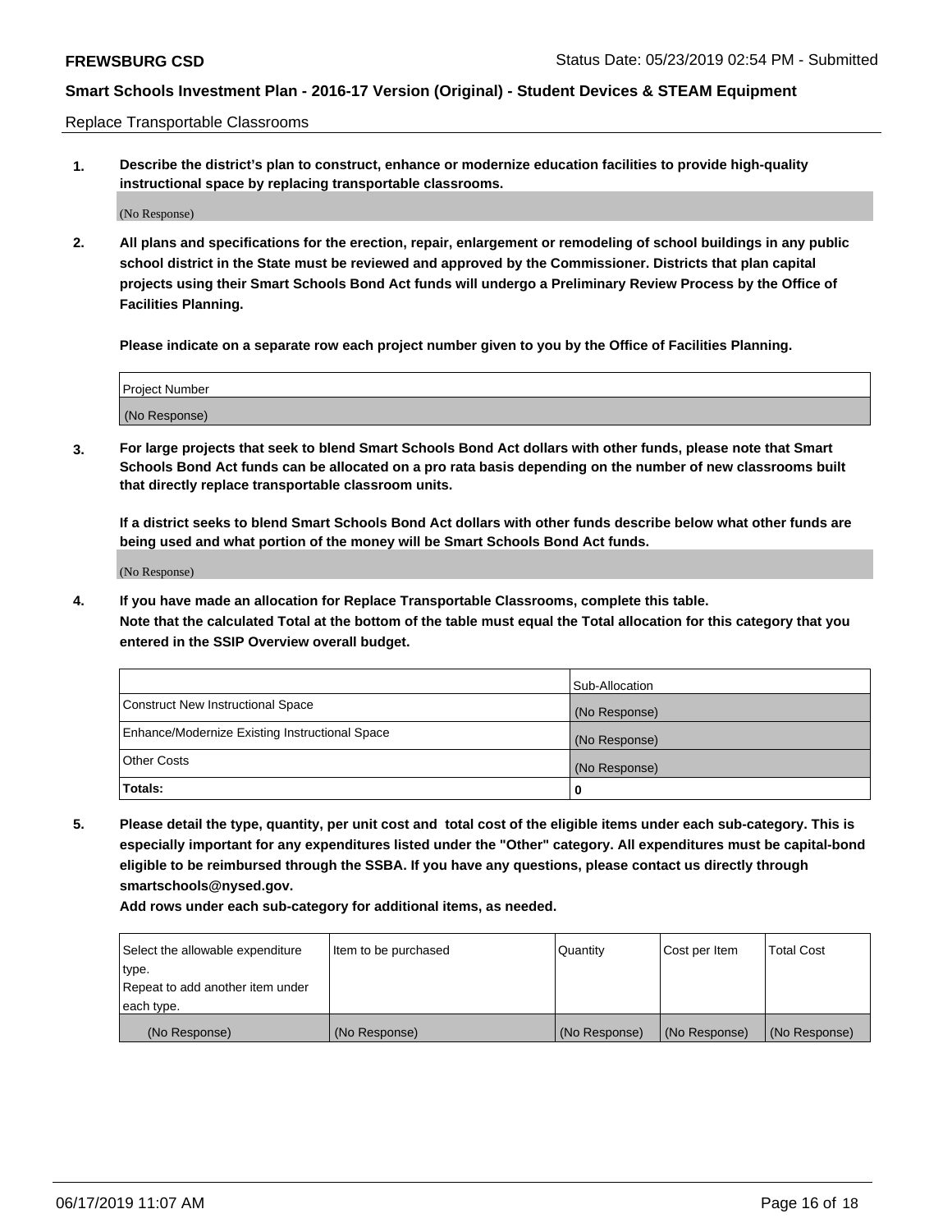Replace Transportable Classrooms

1. **Describe the district's plan to construct, enhance or modernize education facilities to provide high-quality instructional space by replacing transportable classrooms.**

(No Response)

2. **All plans and specifications for the erection, repair, enlargement or remodeling of school buildings in any public school district in the State must be reviewed and approved by the Commissioner. Districts that plan capital projects using their Smart Schools Bond Act funds will undergo a Preliminary Review Process by the Office of Facilities Planning.**

   **Please indicate on a separate row each project number given to you by the Office of Facilities Planning.**

| Project Number |
| --- |
| (No Response) |

3. **For large projects that seek to blend Smart Schools Bond Act dollars with other funds, please note that Smart Schools Bond Act funds can be allocated on a pro rata basis depending on the number of new classrooms built that directly replace transportable classroom units.**

   **If a district seeks to blend Smart Schools Bond Act dollars with other funds describe below what other funds are being used and what portion of the money will be Smart Schools Bond Act funds.**

(No Response)

4. **If you have made an allocation for Replace Transportable Classrooms, complete this table.**
   **Note that the calculated Total at the bottom of the table must equal the Total allocation for this category that you entered in the SSIP Overview overall budget.**

| | Sub-Allocation |
| --- | --- |
| Construct New Instructional Space | (No Response) |
| Enhance/Modernize Existing Instructional Space | (No Response) |
| Other Costs | (No Response) |
| **Totals:** | **0** |

5. **Please detail the type, quantity, per unit cost and total cost of the eligible items under each sub-category. This is especially important for any expenditures listed under the "Other" category. All expenditures must be capital-bond eligible to be reimbursed through the SSBA. If you have any questions, please contact us directly through smartschools@nysed.gov.**

   **Add rows under each sub-category for additional items, as needed.**

| Select the allowable expenditure type. Repeat to add another item under each type. | Item to be purchased | Quantity | Cost per Item | Total Cost |
| --- | --- | --- | --- | --- |
| (No Response) | (No Response) | (No Response) | (No Response) | (No Response) |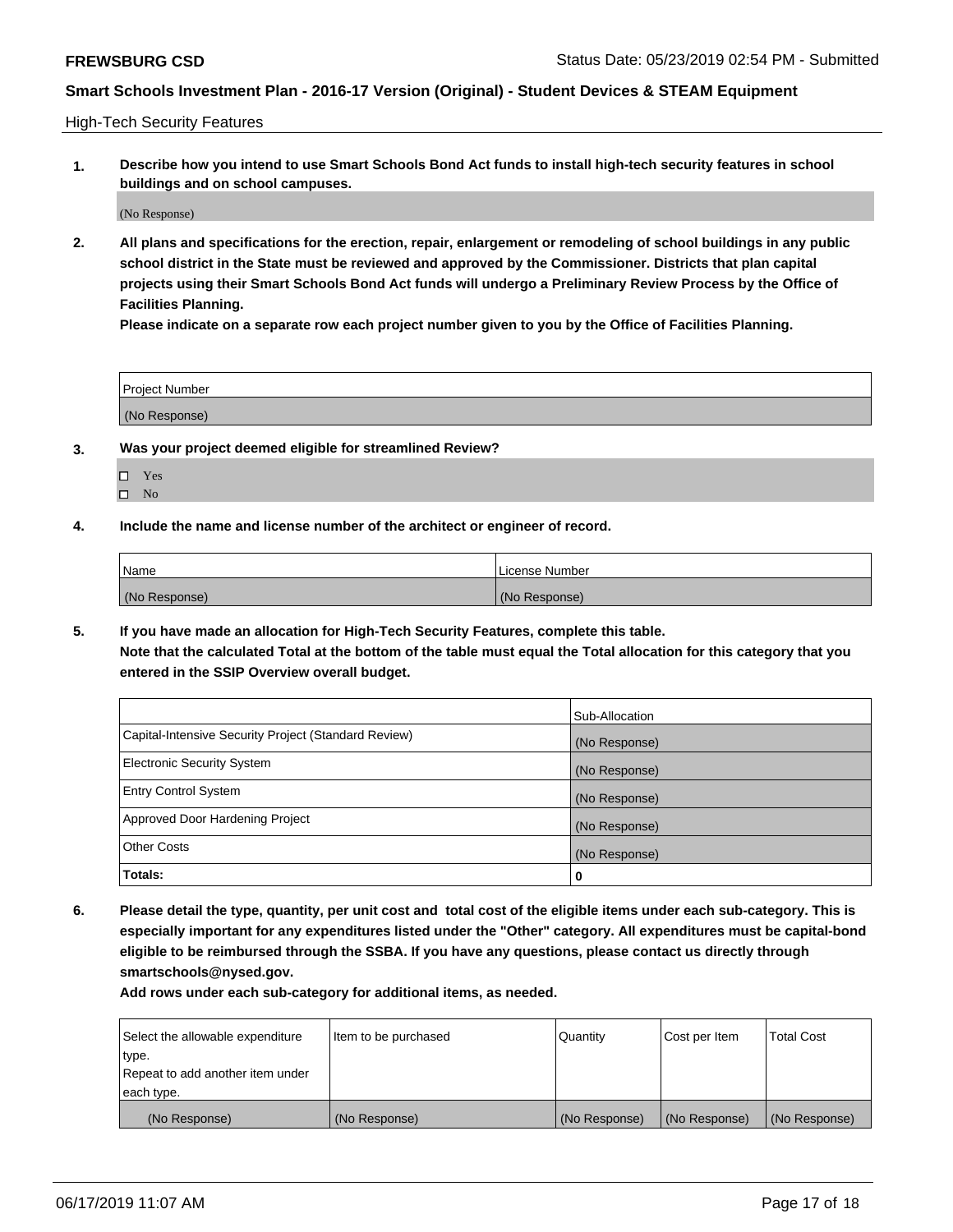High-Tech Security Features

**1. Describe how you intend to use Smart Schools Bond Act funds to install high-tech security features in school buildings and on school campuses.**

(No Response)

**2. All plans and specifications for the erection, repair, enlargement or remodeling of school buildings in any public school district in the State must be reviewed and approved by the Commissioner. Districts that plan capital projects using their Smart Schools Bond Act funds will undergo a Preliminary Review Process by the Office of Facilities Planning.**

**Please indicate on a separate row each project number given to you by the Office of Facilities Planning.**

| Project Number |
| --- |
| (No Response) |

**3. Was your project deemed eligible for streamlined Review?**

- ☐ Yes
- ☐ No

**4. Include the name and license number of the architect or engineer of record.**

| Name | License Number |
| --- | --- |
| (No Response) | (No Response) |

**5. If you have made an allocation for High-Tech Security Features, complete this table.**
**Note that the calculated Total at the bottom of the table must equal the Total allocation for this category that you entered in the SSIP Overview overall budget.**

| | Sub-Allocation |
| --- | --- |
| Capital-Intensive Security Project (Standard Review) | (No Response) |
| Electronic Security System | (No Response) |
| Entry Control System | (No Response) |
| Approved Door Hardening Project | (No Response) |
| Other Costs | (No Response) |
| **Totals:** | **0** |

**6. Please detail the type, quantity, per unit cost and total cost of the eligible items under each sub-category. This is especially important for any expenditures listed under the "Other" category. All expenditures must be capital-bond eligible to be reimbursed through the SSBA. If you have any questions, please contact us directly through smartschools@nysed.gov.**

**Add rows under each sub-category for additional items, as needed.**

| Select the allowable expenditure type. Repeat to add another item under each type. | Item to be purchased | Quantity | Cost per Item | Total Cost |
| --- | --- | --- | --- | --- |
| (No Response) | (No Response) | (No Response) | (No Response) | (No Response) |